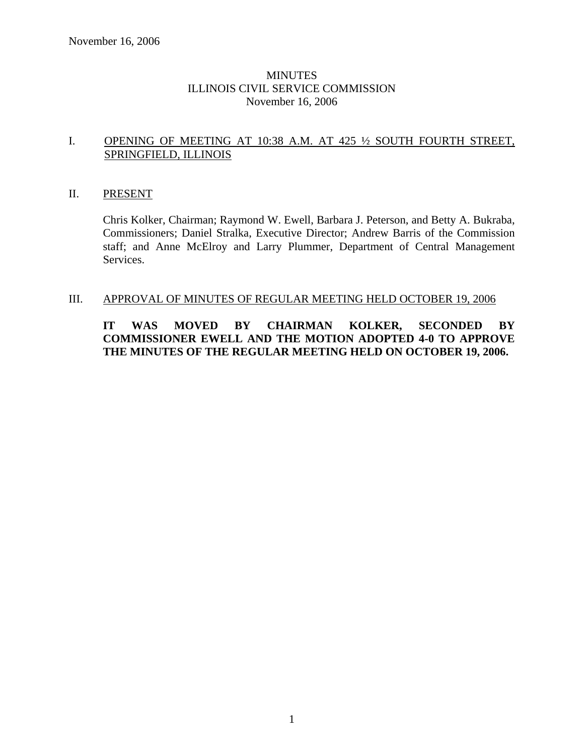# MINUTES
## ILLINOIS CIVIL SERVICE COMMISSION
### November 16, 2006

I. OPENING OF MEETING AT 10:38 A.M. AT 425 ½ SOUTH FOURTH STREET, SPRINGFIELD, ILLINOIS

II. PRESENT

Chris Kolker, Chairman; Raymond W. Ewell, Barbara J. Peterson, and Betty A. Bukraba, Commissioners; Daniel Stralka, Executive Director; Andrew Barris of the Commission staff; and Anne McElroy and Larry Plummer, Department of Central Management Services.

III. APPROVAL OF MINUTES OF REGULAR MEETING HELD OCTOBER 19, 2006

**IT WAS MOVED BY CHAIRMAN KOLKER, SECONDED BY COMMISSIONER EWELL AND THE MOTION ADOPTED 4-0 TO APPROVE THE MINUTES OF THE REGULAR MEETING HELD ON OCTOBER 19, 2006.**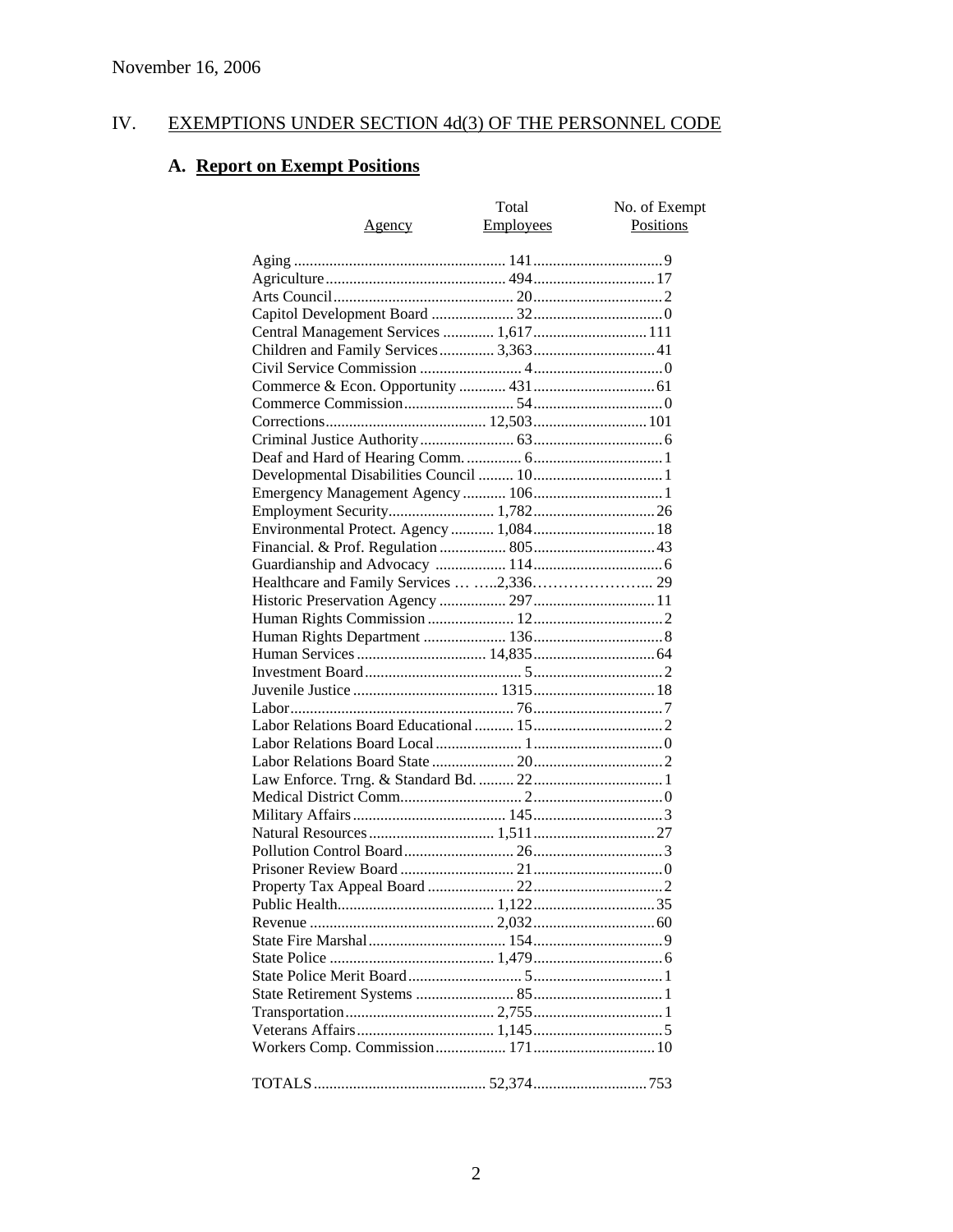November 16, 2006

## IV. EXEMPTIONS UNDER SECTION 4d(3) OF THE PERSONNEL CODE

### A. Report on Exempt Positions

| Agency | Total Employees | No. of Exempt Positions |
|---|---|---|
| Aging | 141 | 9 |
| Agriculture | 494 | 17 |
| Arts Council | 20 | 2 |
| Capitol Development Board | 32 | 0 |
| Central Management Services | 1,617 | 111 |
| Children and Family Services | 3,363 | 41 |
| Civil Service Commission | 4 | 0 |
| Commerce & Econ. Opportunity | 431 | 61 |
| Commerce Commission | 54 | 0 |
| Corrections | 12,503 | 101 |
| Criminal Justice Authority | 63 | 6 |
| Deaf and Hard of Hearing Comm. | 6 | 1 |
| Developmental Disabilities Council | 10 | 1 |
| Emergency Management Agency | 106 | 1 |
| Employment Security | 1,782 | 26 |
| Environmental Protect. Agency | 1,084 | 18 |
| Financial. & Prof. Regulation | 805 | 43 |
| Guardianship and Advocacy | 114 | 6 |
| Healthcare and Family Services | 2,336 | 29 |
| Historic Preservation Agency | 297 | 11 |
| Human Rights Commission | 12 | 2 |
| Human Rights Department | 136 | 8 |
| Human Services | 14,835 | 64 |
| Investment Board | 5 | 2 |
| Juvenile Justice | 1315 | 18 |
| Labor | 76 | 7 |
| Labor Relations Board Educational | 15 | 2 |
| Labor Relations Board Local | 1 | 0 |
| Labor Relations Board State | 20 | 2 |
| Law Enforce. Trng. & Standard Bd. | 22 | 1 |
| Medical District Comm. | 2 | 0 |
| Military Affairs | 145 | 3 |
| Natural Resources | 1,511 | 27 |
| Pollution Control Board | 26 | 3 |
| Prisoner Review Board | 21 | 0 |
| Property Tax Appeal Board | 22 | 2 |
| Public Health | 1,122 | 35 |
| Revenue | 2,032 | 60 |
| State Fire Marshal | 154 | 9 |
| State Police | 1,479 | 6 |
| State Police Merit Board | 5 | 1 |
| State Retirement Systems | 85 | 1 |
| Transportation | 2,755 | 1 |
| Veterans Affairs | 1,145 | 5 |
| Workers Comp. Commission | 171 | 10 |
| TOTALS | 52,374 | 753 |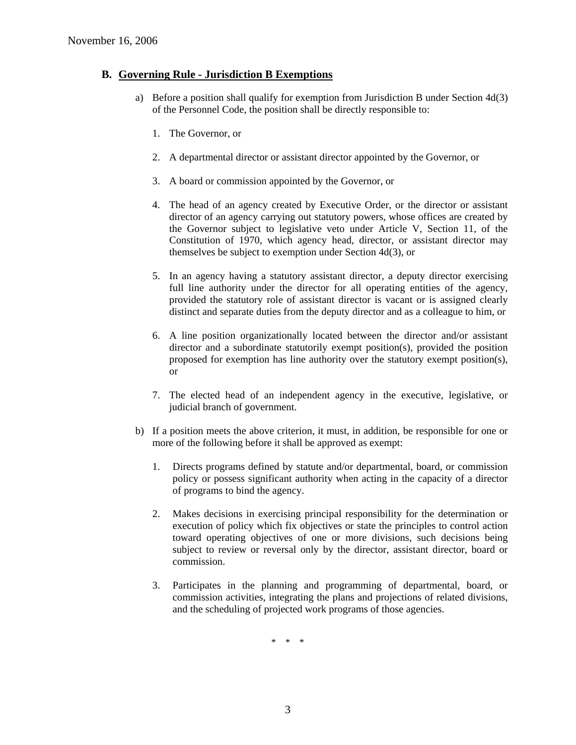## B. Governing Rule - Jurisdiction B Exemptions

a) Before a position shall qualify for exemption from Jurisdiction B under Section 4d(3) of the Personnel Code, the position shall be directly responsible to:

1. The Governor, or

2. A departmental director or assistant director appointed by the Governor, or

3. A board or commission appointed by the Governor, or

4. The head of an agency created by Executive Order, or the director or assistant director of an agency carrying out statutory powers, whose offices are created by the Governor subject to legislative veto under Article V, Section 11, of the Constitution of 1970, which agency head, director, or assistant director may themselves be subject to exemption under Section 4d(3), or

5. In an agency having a statutory assistant director, a deputy director exercising full line authority under the director for all operating entities of the agency, provided the statutory role of assistant director is vacant or is assigned clearly distinct and separate duties from the deputy director and as a colleague to him, or

6. A line position organizationally located between the director and/or assistant director and a subordinate statutorily exempt position(s), provided the position proposed for exemption has line authority over the statutory exempt position(s), or

7. The elected head of an independent agency in the executive, legislative, or judicial branch of government.

b) If a position meets the above criterion, it must, in addition, be responsible for one or more of the following before it shall be approved as exempt:

1. Directs programs defined by statute and/or departmental, board, or commission policy or possess significant authority when acting in the capacity of a director of programs to bind the agency.

2. Makes decisions in exercising principal responsibility for the determination or execution of policy which fix objectives or state the principles to control action toward operating objectives of one or more divisions, such decisions being subject to review or reversal only by the director, assistant director, board or commission.

3. Participates in the planning and programming of departmental, board, or commission activities, integrating the plans and projections of related divisions, and the scheduling of projected work programs of those agencies.

\* \* \*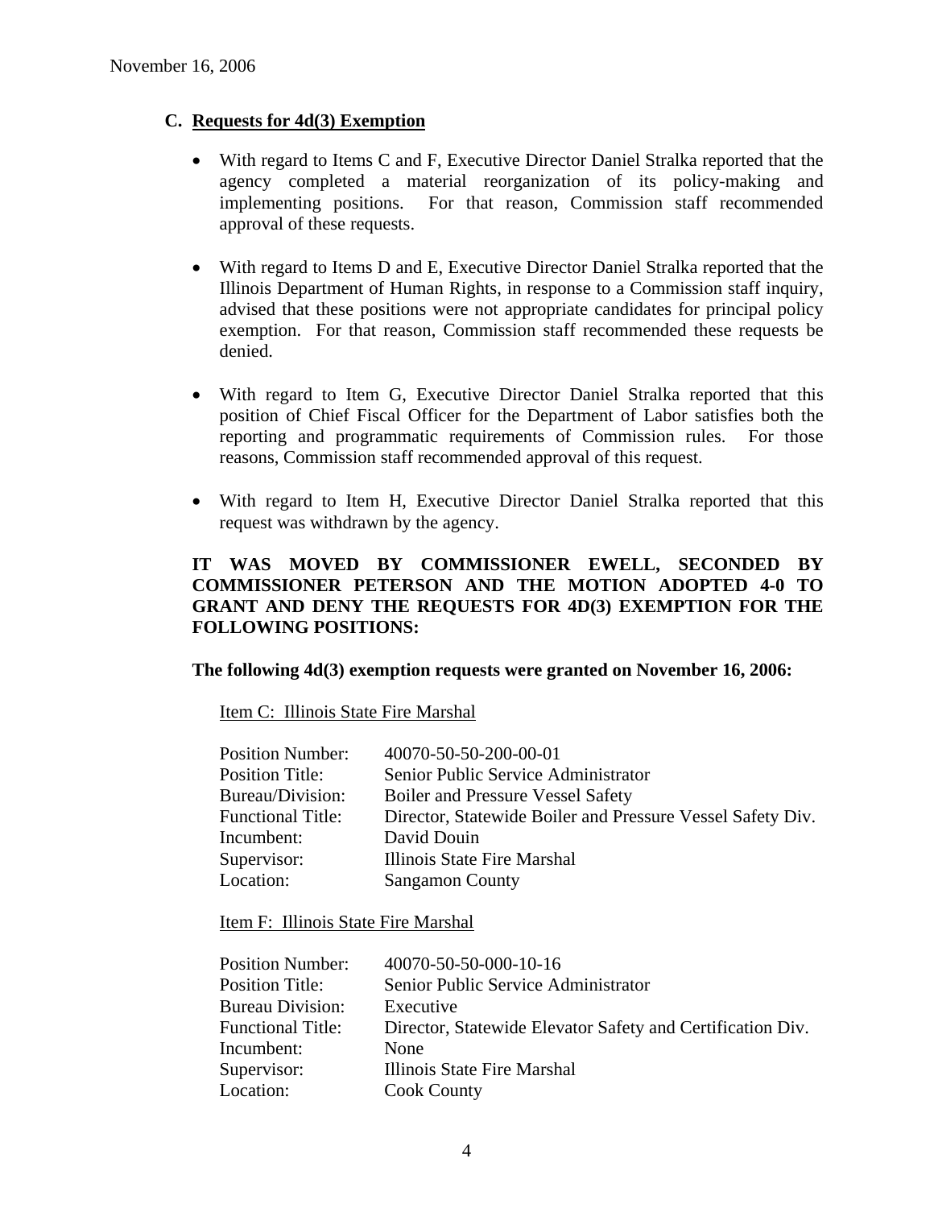November 16, 2006

### C. Requests for 4d(3) Exemption

- With regard to Items C and F, Executive Director Daniel Stralka reported that the agency completed a material reorganization of its policy-making and implementing positions. For that reason, Commission staff recommended approval of these requests.

- With regard to Items D and E, Executive Director Daniel Stralka reported that the Illinois Department of Human Rights, in response to a Commission staff inquiry, advised that these positions were not appropriate candidates for principal policy exemption. For that reason, Commission staff recommended these requests be denied.

- With regard to Item G, Executive Director Daniel Stralka reported that this position of Chief Fiscal Officer for the Department of Labor satisfies both the reporting and programmatic requirements of Commission rules. For those reasons, Commission staff recommended approval of this request.

- With regard to Item H, Executive Director Daniel Stralka reported that this request was withdrawn by the agency.

**IT WAS MOVED BY COMMISSIONER EWELL, SECONDED BY COMMISSIONER PETERSON AND THE MOTION ADOPTED 4-0 TO GRANT AND DENY THE REQUESTS FOR 4D(3) EXEMPTION FOR THE FOLLOWING POSITIONS:**

**The following 4d(3) exemption requests were granted on November 16, 2006:**

Item C: Illinois State Fire Marshal

| | |
|---|---|
| Position Number: | 40070-50-50-200-00-01 |
| Position Title: | Senior Public Service Administrator |
| Bureau/Division: | Boiler and Pressure Vessel Safety |
| Functional Title: | Director, Statewide Boiler and Pressure Vessel Safety Div. |
| Incumbent: | David Douin |
| Supervisor: | Illinois State Fire Marshal |
| Location: | Sangamon County |

Item F: Illinois State Fire Marshal

| | |
|---|---|
| Position Number: | 40070-50-50-000-10-16 |
| Position Title: | Senior Public Service Administrator |
| Bureau Division: | Executive |
| Functional Title: | Director, Statewide Elevator Safety and Certification Div. |
| Incumbent: | None |
| Supervisor: | Illinois State Fire Marshal |
| Location: | Cook County |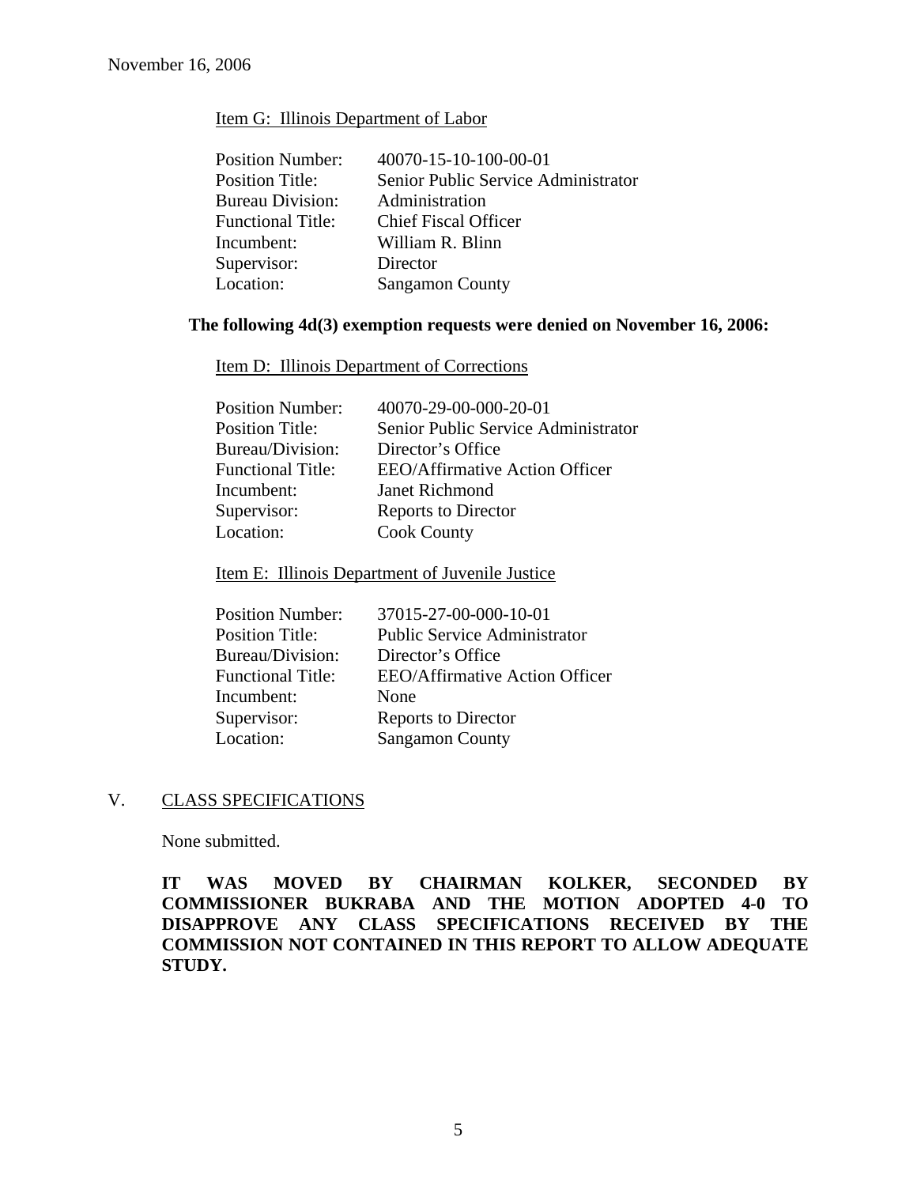Item G: Illinois Department of Labor

| | |
|---|---|
| Position Number: | 40070-15-10-100-00-01 |
| Position Title: | Senior Public Service Administrator |
| Bureau Division: | Administration |
| Functional Title: | Chief Fiscal Officer |
| Incumbent: | William R. Blinn |
| Supervisor: | Director |
| Location: | Sangamon County |

**The following 4d(3) exemption requests were denied on November 16, 2006:**

Item D: Illinois Department of Corrections

| | |
|---|---|
| Position Number: | 40070-29-00-000-20-01 |
| Position Title: | Senior Public Service Administrator |
| Bureau/Division: | Director's Office |
| Functional Title: | EEO/Affirmative Action Officer |
| Incumbent: | Janet Richmond |
| Supervisor: | Reports to Director |
| Location: | Cook County |

Item E: Illinois Department of Juvenile Justice

| | |
|---|---|
| Position Number: | 37015-27-00-000-10-01 |
| Position Title: | Public Service Administrator |
| Bureau/Division: | Director's Office |
| Functional Title: | EEO/Affirmative Action Officer |
| Incumbent: | None |
| Supervisor: | Reports to Director |
| Location: | Sangamon County |

## V. CLASS SPECIFICATIONS

None submitted.

**IT WAS MOVED BY CHAIRMAN KOLKER, SECONDED BY COMMISSIONER BUKRABA AND THE MOTION ADOPTED 4-0 TO DISAPPROVE ANY CLASS SPECIFICATIONS RECEIVED BY THE COMMISSION NOT CONTAINED IN THIS REPORT TO ALLOW ADEQUATE STUDY.**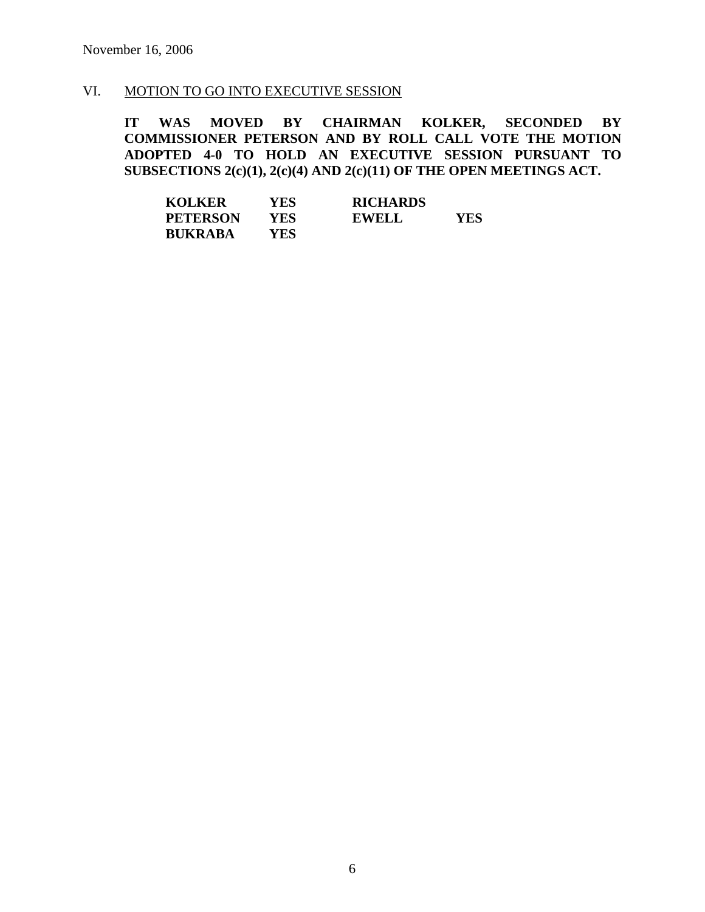November 16, 2006

## VI. MOTION TO GO INTO EXECUTIVE SESSION

**IT WAS MOVED BY CHAIRMAN KOLKER, SECONDED BY COMMISSIONER PETERSON AND BY ROLL CALL VOTE THE MOTION ADOPTED 4-0 TO HOLD AN EXECUTIVE SESSION PURSUANT TO SUBSECTIONS 2(c)(1), 2(c)(4) AND 2(c)(11) OF THE OPEN MEETINGS ACT.**

| | | | |
|---|---|---|---|
| **KOLKER** | **YES** | **RICHARDS** | |
| **PETERSON** | **YES** | **EWELL** | **YES** |
| **BUKRABA** | **YES** | | |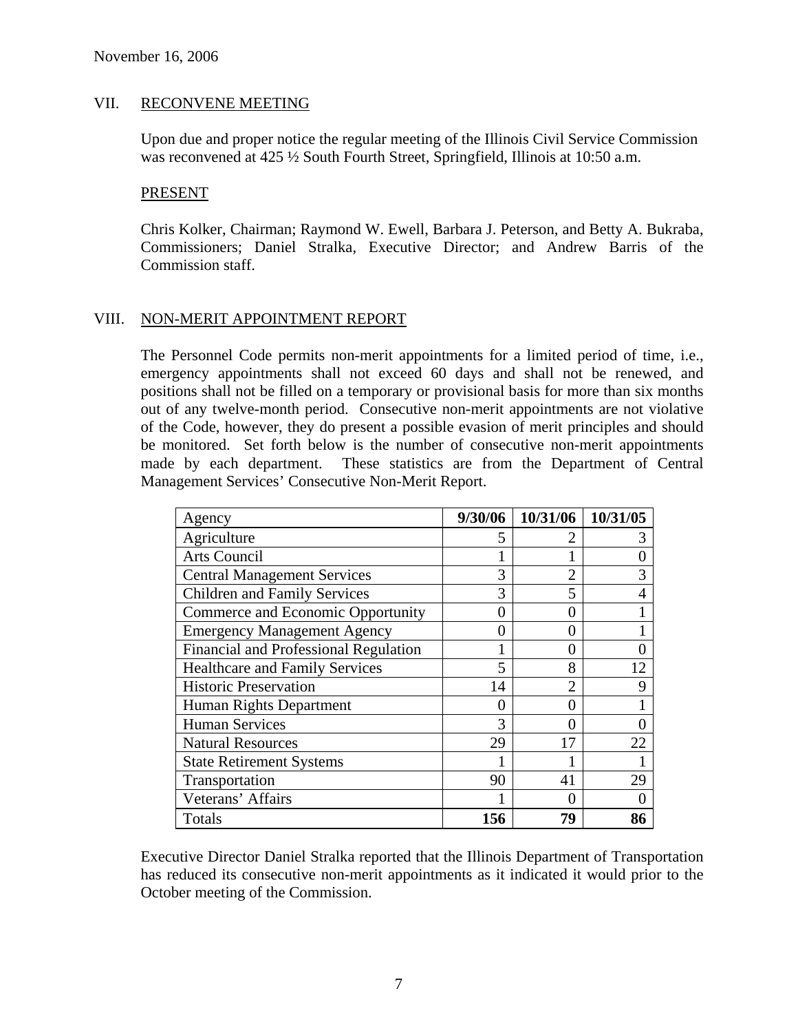November 16, 2006

## VII. RECONVENE MEETING

Upon due and proper notice the regular meeting of the Illinois Civil Service Commission was reconvened at 425 ½ South Fourth Street, Springfield, Illinois at 10:50 a.m.

### PRESENT

Chris Kolker, Chairman; Raymond W. Ewell, Barbara J. Peterson, and Betty A. Bukraba, Commissioners; Daniel Stralka, Executive Director; and Andrew Barris of the Commission staff.

## VIII. NON-MERIT APPOINTMENT REPORT

The Personnel Code permits non-merit appointments for a limited period of time, i.e., emergency appointments shall not exceed 60 days and shall not be renewed, and positions shall not be filled on a temporary or provisional basis for more than six months out of any twelve-month period. Consecutive non-merit appointments are not violative of the Code, however, they do present a possible evasion of merit principles and should be monitored. Set forth below is the number of consecutive non-merit appointments made by each department. These statistics are from the Department of Central Management Services' Consecutive Non-Merit Report.

| Agency | 9/30/06 | 10/31/06 | 10/31/05 |
|---|---|---|---|
| Agriculture | 5 | 2 | 3 |
| Arts Council | 1 | 1 | 0 |
| Central Management Services | 3 | 2 | 3 |
| Children and Family Services | 3 | 5 | 4 |
| Commerce and Economic Opportunity | 0 | 0 | 1 |
| Emergency Management Agency | 0 | 0 | 1 |
| Financial and Professional Regulation | 1 | 0 | 0 |
| Healthcare and Family Services | 5 | 8 | 12 |
| Historic Preservation | 14 | 2 | 9 |
| Human Rights Department | 0 | 0 | 1 |
| Human Services | 3 | 0 | 0 |
| Natural Resources | 29 | 17 | 22 |
| State Retirement Systems | 1 | 1 | 1 |
| Transportation | 90 | 41 | 29 |
| Veterans' Affairs | 1 | 0 | 0 |
| Totals | **156** | **79** | **86** |

Executive Director Daniel Stralka reported that the Illinois Department of Transportation has reduced its consecutive non-merit appointments as it indicated it would prior to the October meeting of the Commission.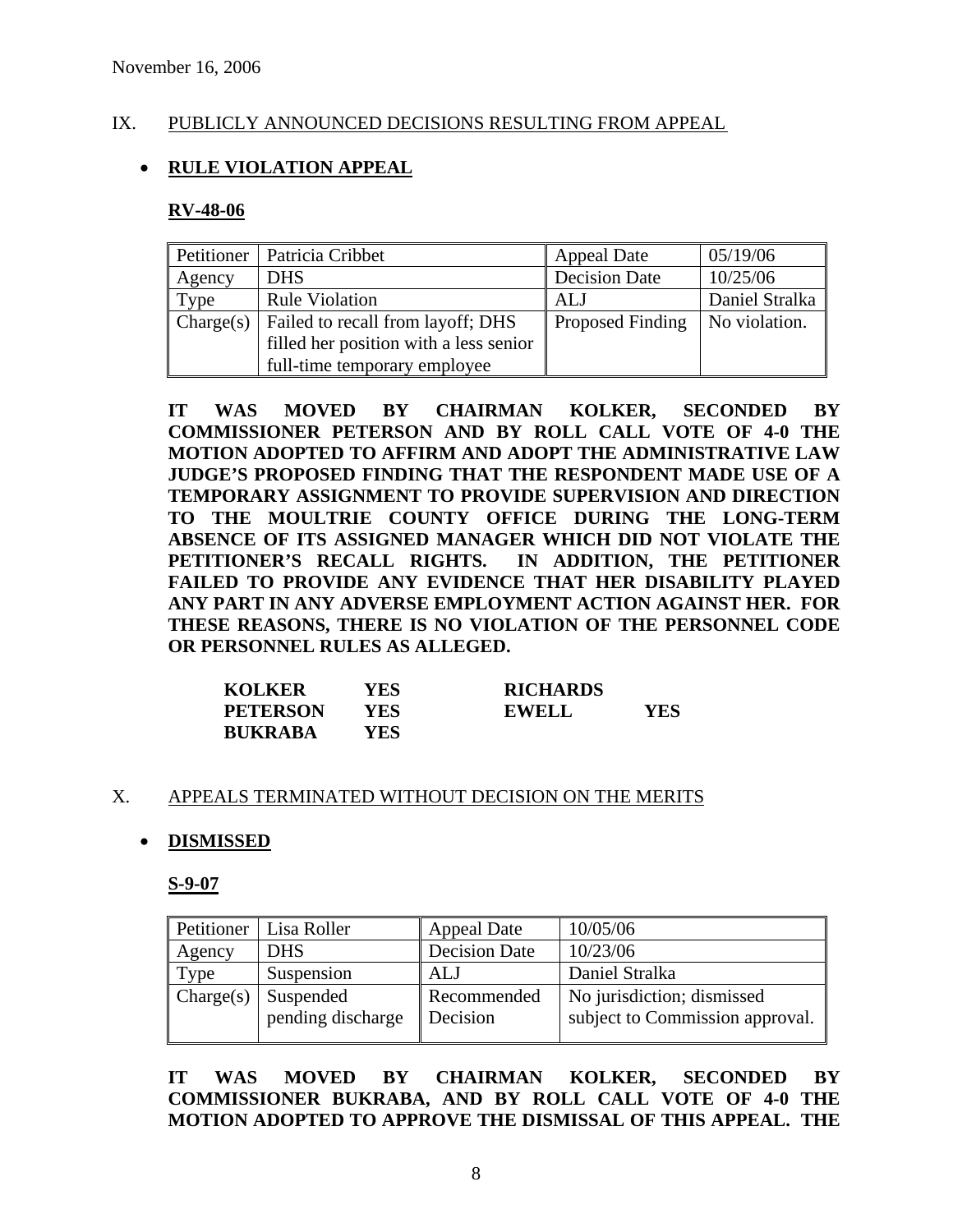November 16, 2006

## IX. PUBLICLY ANNOUNCED DECISIONS RESULTING FROM APPEAL

- **RULE VIOLATION APPEAL**

**RV-48-06**

| Petitioner | Patricia Cribbet | Appeal Date | 05/19/06 |
|---|---|---|---|
| Agency | DHS | Decision Date | 10/25/06 |
| Type | Rule Violation | ALJ | Daniel Stralka |
| Charge(s) | Failed to recall from layoff; DHS filled her position with a less senior full-time temporary employee | Proposed Finding | No violation. |

**IT WAS MOVED BY CHAIRMAN KOLKER, SECONDED BY COMMISSIONER PETERSON AND BY ROLL CALL VOTE OF 4-0 THE MOTION ADOPTED TO AFFIRM AND ADOPT THE ADMINISTRATIVE LAW JUDGE'S PROPOSED FINDING THAT THE RESPONDENT MADE USE OF A TEMPORARY ASSIGNMENT TO PROVIDE SUPERVISION AND DIRECTION TO THE MOULTRIE COUNTY OFFICE DURING THE LONG-TERM ABSENCE OF ITS ASSIGNED MANAGER WHICH DID NOT VIOLATE THE PETITIONER'S RECALL RIGHTS. IN ADDITION, THE PETITIONER FAILED TO PROVIDE ANY EVIDENCE THAT HER DISABILITY PLAYED ANY PART IN ANY ADVERSE EMPLOYMENT ACTION AGAINST HER. FOR THESE REASONS, THERE IS NO VIOLATION OF THE PERSONNEL CODE OR PERSONNEL RULES AS ALLEGED.**

| | | | |
|---|---|---|---|
| **KOLKER** | **YES** | **RICHARDS** | |
| **PETERSON** | **YES** | **EWELL** | **YES** |
| **BUKRABA** | **YES** | | |

## X. APPEALS TERMINATED WITHOUT DECISION ON THE MERITS

- **DISMISSED**

**S-9-07**

| Petitioner | Lisa Roller | Appeal Date | 10/05/06 |
|---|---|---|---|
| Agency | DHS | Decision Date | 10/23/06 |
| Type | Suspension | ALJ | Daniel Stralka |
| Charge(s) | Suspended pending discharge | Recommended Decision | No jurisdiction; dismissed subject to Commission approval. |

**IT WAS MOVED BY CHAIRMAN KOLKER, SECONDED BY COMMISSIONER BUKRABA, AND BY ROLL CALL VOTE OF 4-0 THE MOTION ADOPTED TO APPROVE THE DISMISSAL OF THIS APPEAL. THE**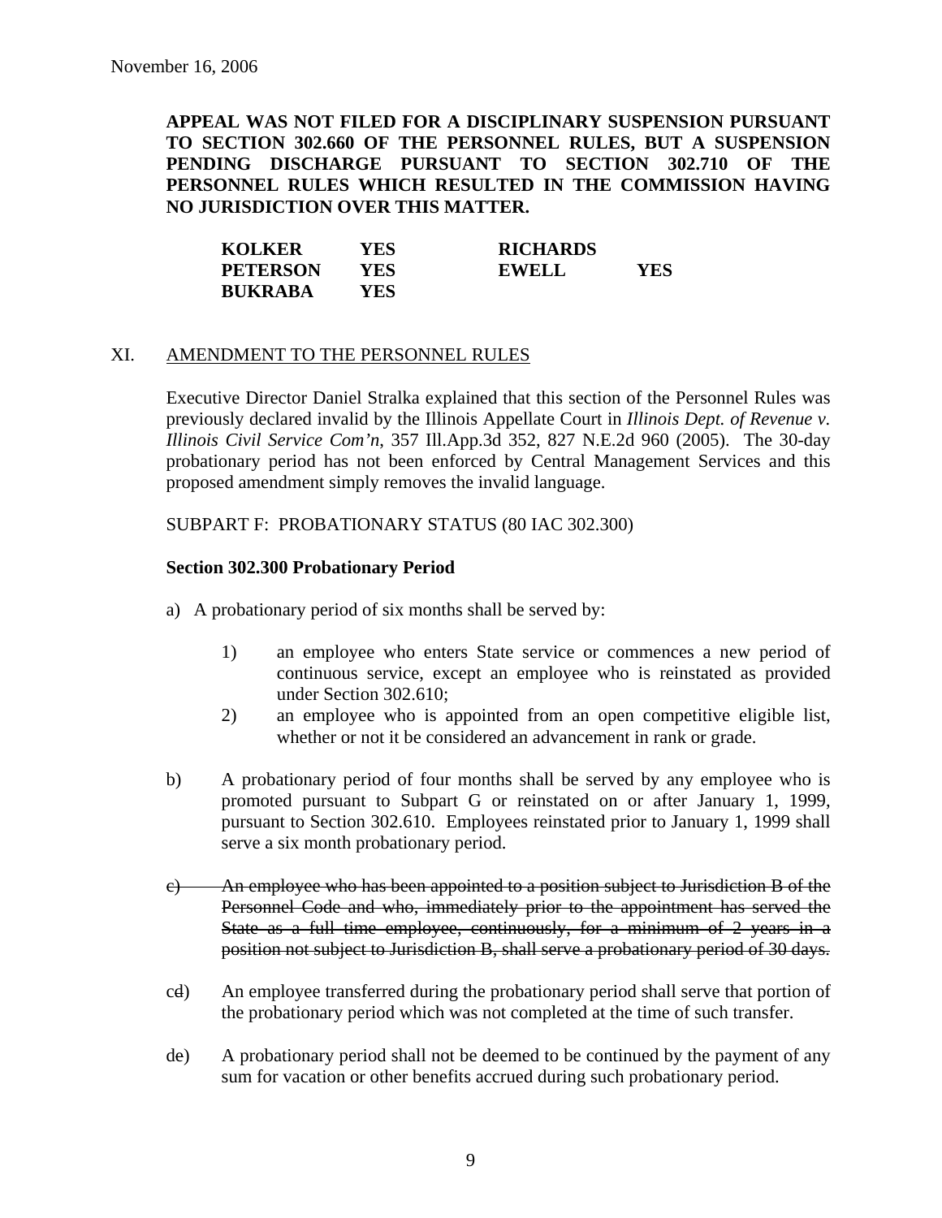November 16, 2006

**APPEAL WAS NOT FILED FOR A DISCIPLINARY SUSPENSION PURSUANT TO SECTION 302.660 OF THE PERSONNEL RULES, BUT A SUSPENSION PENDING DISCHARGE PURSUANT TO SECTION 302.710 OF THE PERSONNEL RULES WHICH RESULTED IN THE COMMISSION HAVING NO JURISDICTION OVER THIS MATTER.**

| | | | |
|---|---|---|---|
| **KOLKER** | **YES** | **RICHARDS** | |
| **PETERSON** | **YES** | **EWELL** | **YES** |
| **BUKRABA** | **YES** | | |

XI. AMENDMENT TO THE PERSONNEL RULES

Executive Director Daniel Stralka explained that this section of the Personnel Rules was previously declared invalid by the Illinois Appellate Court in *Illinois Dept. of Revenue v. Illinois Civil Service Com'n*, 357 Ill.App.3d 352, 827 N.E.2d 960 (2005). The 30-day probationary period has not been enforced by Central Management Services and this proposed amendment simply removes the invalid language.

SUBPART F: PROBATIONARY STATUS (80 IAC 302.300)

**Section 302.300 Probationary Period**

a) A probationary period of six months shall be served by:

1) an employee who enters State service or commences a new period of continuous service, except an employee who is reinstated as provided under Section 302.610;

2) an employee who is appointed from an open competitive eligible list, whether or not it be considered an advancement in rank or grade.

b) A probationary period of four months shall be served by any employee who is promoted pursuant to Subpart G or reinstated on or after January 1, 1999, pursuant to Section 302.610. Employees reinstated prior to January 1, 1999 shall serve a six month probationary period.

~~c) An employee who has been appointed to a position subject to Jurisdiction B of the Personnel Code and who, immediately prior to the appointment has served the State as a full time employee, continuously, for a minimum of 2 years in a position not subject to Jurisdiction B, shall serve a probationary period of 30 days.~~

c~~d~~) An employee transferred during the probationary period shall serve that portion of the probationary period which was not completed at the time of such transfer.

d~~e~~) A probationary period shall not be deemed to be continued by the payment of any sum for vacation or other benefits accrued during such probationary period.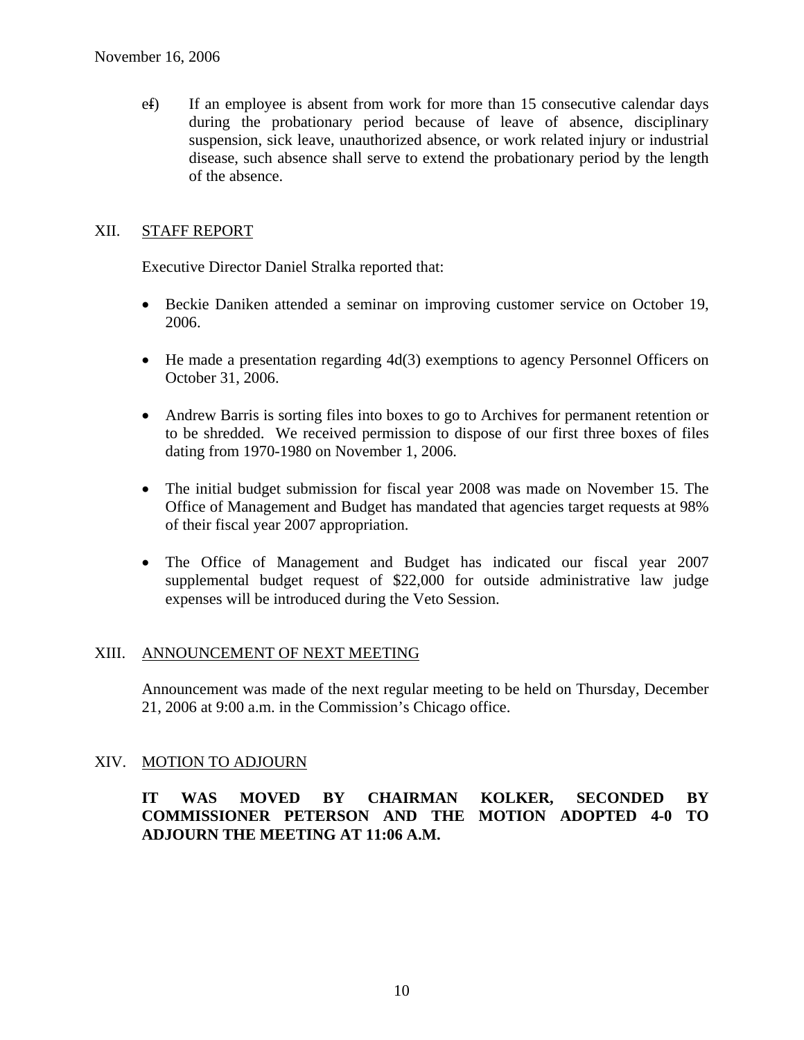ef) If an employee is absent from work for more than 15 consecutive calendar days during the probationary period because of leave of absence, disciplinary suspension, sick leave, unauthorized absence, or work related injury or industrial disease, such absence shall serve to extend the probationary period by the length of the absence.

## XII. STAFF REPORT

Executive Director Daniel Stralka reported that:

- Beckie Daniken attended a seminar on improving customer service on October 19, 2006.
- He made a presentation regarding 4d(3) exemptions to agency Personnel Officers on October 31, 2006.
- Andrew Barris is sorting files into boxes to go to Archives for permanent retention or to be shredded. We received permission to dispose of our first three boxes of files dating from 1970-1980 on November 1, 2006.
- The initial budget submission for fiscal year 2008 was made on November 15. The Office of Management and Budget has mandated that agencies target requests at 98% of their fiscal year 2007 appropriation.
- The Office of Management and Budget has indicated our fiscal year 2007 supplemental budget request of $22,000 for outside administrative law judge expenses will be introduced during the Veto Session.

## XIII. ANNOUNCEMENT OF NEXT MEETING

Announcement was made of the next regular meeting to be held on Thursday, December 21, 2006 at 9:00 a.m. in the Commission's Chicago office.

## XIV. MOTION TO ADJOURN

**IT WAS MOVED BY CHAIRMAN KOLKER, SECONDED BY COMMISSIONER PETERSON AND THE MOTION ADOPTED 4-0 TO ADJOURN THE MEETING AT 11:06 A.M.**